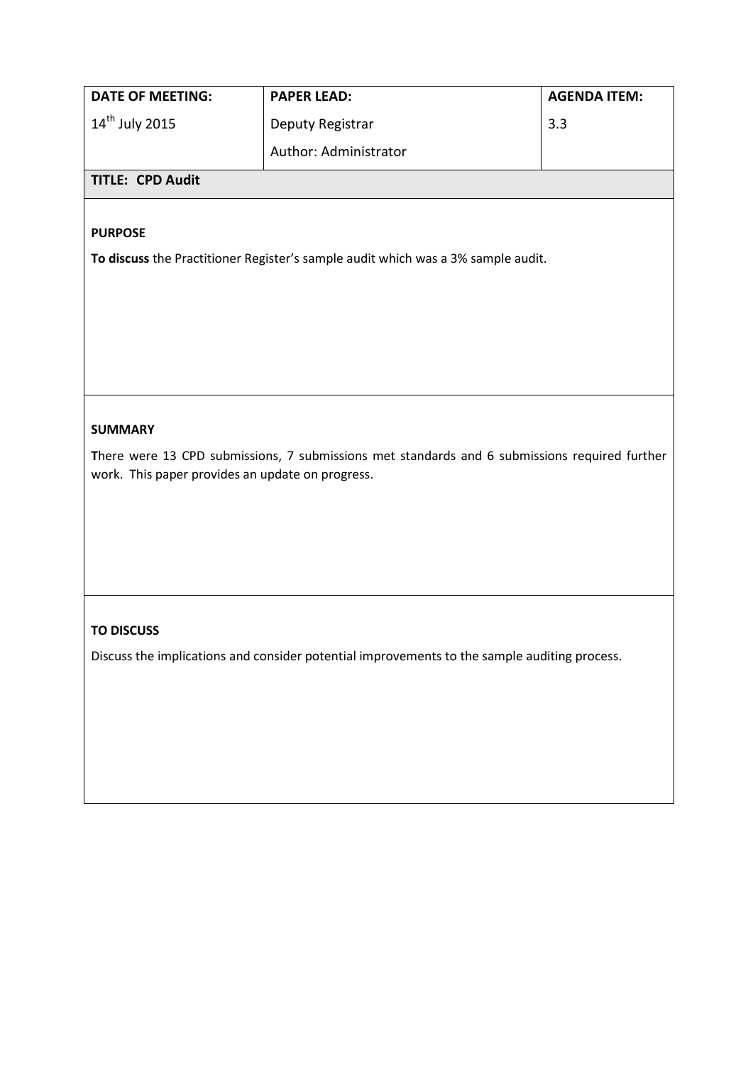| DATE OF MEETING: | PAPER LEAD: | AGENDA ITEM: |
| --- | --- | --- |
| 14th July 2015 | Deputy Registrar<br>Author: Administrator | 3.3 |

**TITLE: CPD Audit**

**PURPOSE**

**To discuss** the Practitioner Register's sample audit which was a 3% sample audit.

**SUMMARY**

There were 13 CPD submissions, 7 submissions met standards and 6 submissions required further work. This paper provides an update on progress.

**TO DISCUSS**

Discuss the implications and consider potential improvements to the sample auditing process.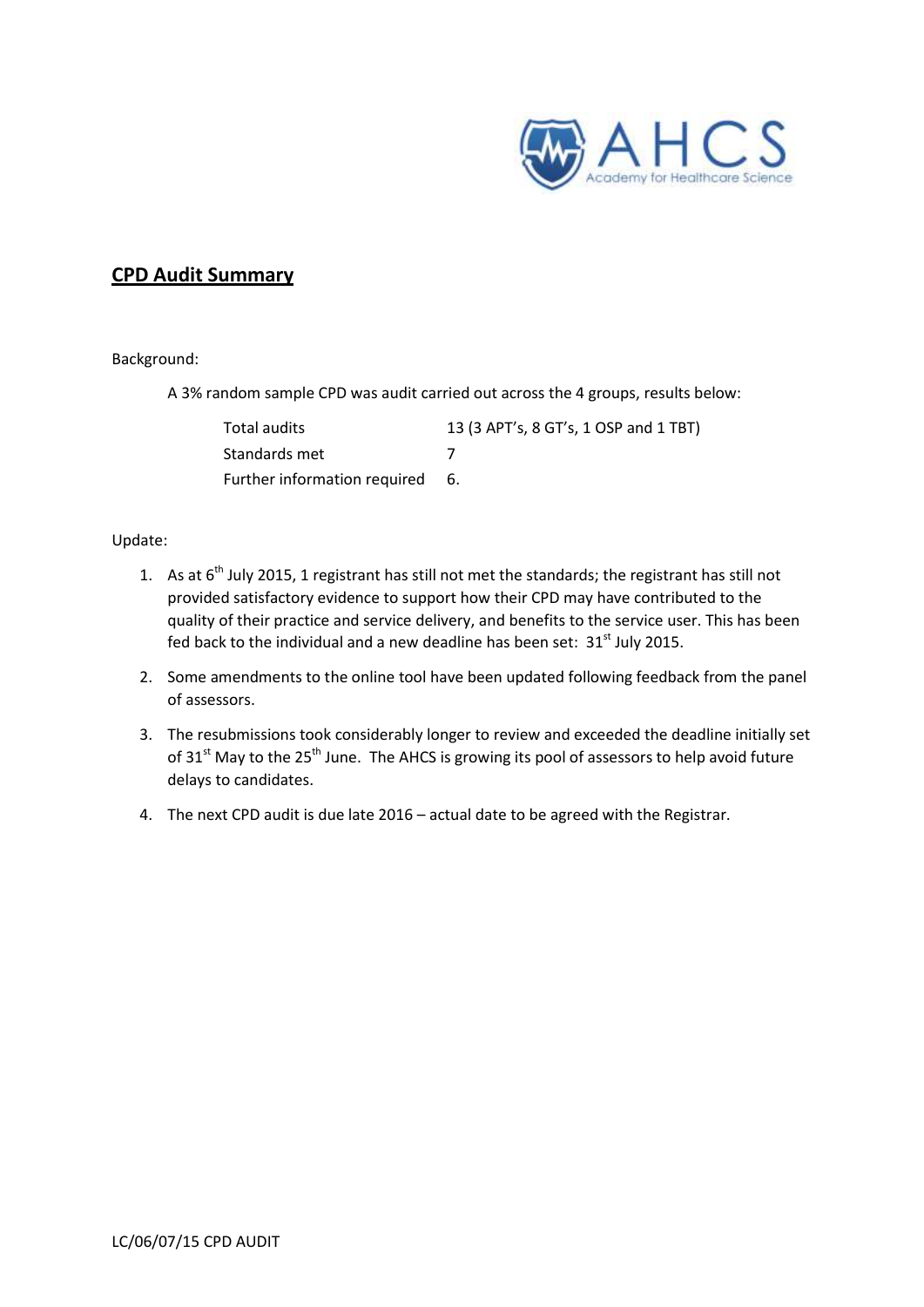## CPD Audit Summary

Background:

A 3% random sample CPD was audit carried out across the 4 groups, results below:

| | |
|---|---|
| Total audits | 13 (3 APT's, 8 GT's, 1 OSP and 1 TBT) |
| Standards met | 7 |
| Further information required | 6. |

Update:

1. As at 6th July 2015, 1 registrant has still not met the standards; the registrant has still not provided satisfactory evidence to support how their CPD may have contributed to the quality of their practice and service delivery, and benefits to the service user. This has been fed back to the individual and a new deadline has been set: 31st July 2015.
2. Some amendments to the online tool have been updated following feedback from the panel of assessors.
3. The resubmissions took considerably longer to review and exceeded the deadline initially set of 31st May to the 25th June. The AHCS is growing its pool of assessors to help avoid future delays to candidates.
4. The next CPD audit is due late 2016 – actual date to be agreed with the Registrar.

LC/06/07/15 CPD AUDIT